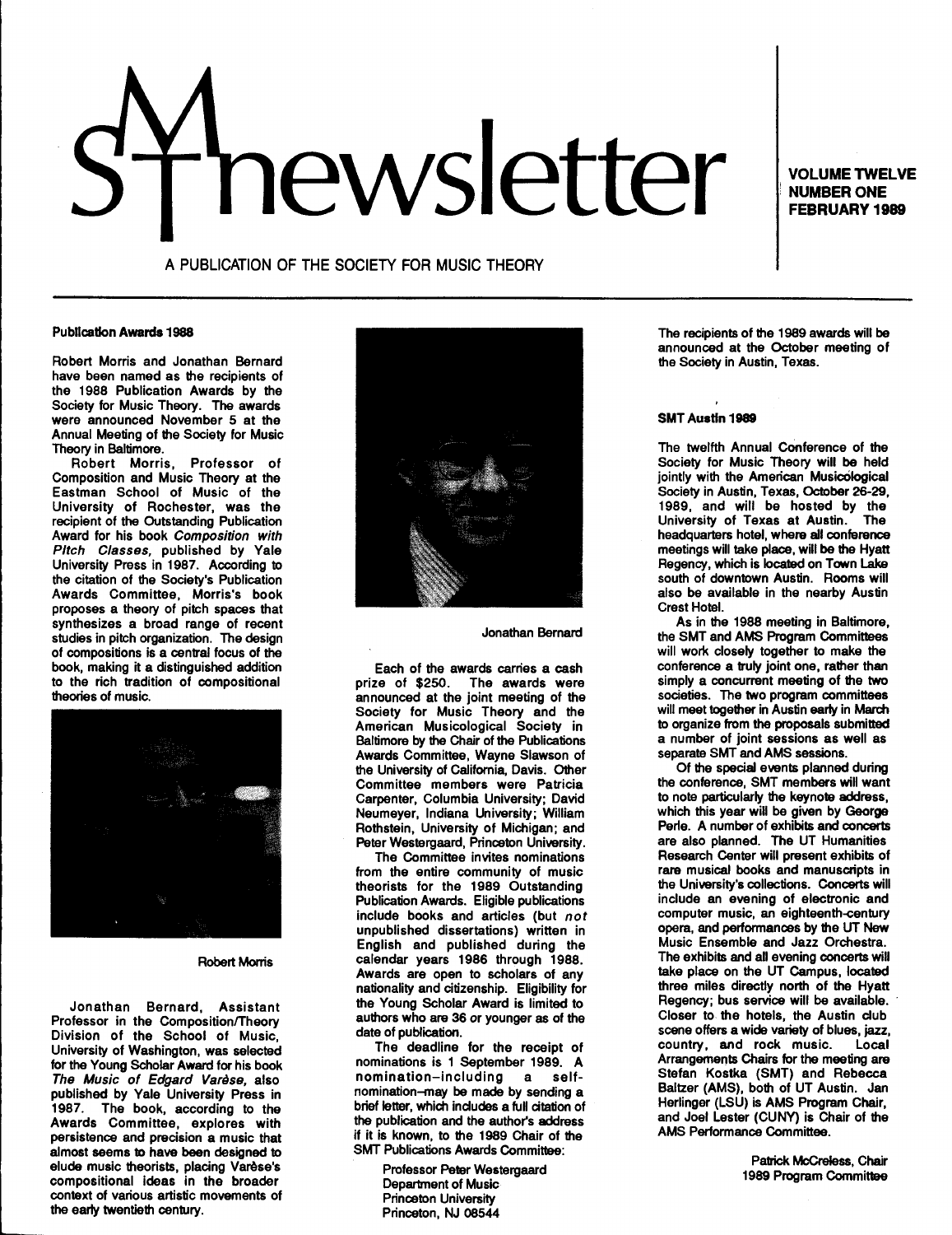# SMT newsletter

**VOLUME TWELVE**
**NUMBER ONE**
**FEBRUARY 1989**

A PUBLICATION OF THE SOCIETY FOR MUSIC THEORY

### Publication Awards 1988

Robert Morris and Jonathan Bernard have been named as the recipients of the 1988 Publication Awards by the Society for Music Theory. The awards were announced November 5 at the Annual Meeting of the Society for Music Theory in Baltimore.

Robert Morris, Professor of Composition and Music Theory at the Eastman School of Music of the University of Rochester, was the recipient of the Outstanding Publication Award for his book *Composition with Pitch Classes*, published by Yale University Press in 1987. According to the citation of the Society's Publication Awards Committee, Morris's book proposes a theory of pitch spaces that synthesizes a broad range of recent studies in pitch organization. The design of compositions is a central focus of the book, making it a distinguished addition to the rich tradition of compositional theories of music.

Robert Morris

Jonathan Bernard, Assistant Professor in the Composition/Theory Division of the School of Music, University of Washington, was selected for the Young Scholar Award for his book *The Music of Edgard Varèse*, also published by Yale University Press in 1987. The book, according to the Awards Committee, explores with persistence and precision a music that almost seems to have been designed to elude music theorists, placing Varèse's compositional ideas in the broader context of various artistic movements of the early twentieth century.

Jonathan Bernard

Each of the awards carries a cash prize of $250. The awards were announced at the joint meeting of the Society for Music Theory and the American Musicological Society in Baltimore by the Chair of the Publications Awards Committee, Wayne Slawson of the University of California, Davis. Other Committee members were Patricia Carpenter, Columbia University; David Neumeyer, Indiana University; William Rothstein, University of Michigan; and Peter Westergaard, Princeton University.

The Committee invites nominations from the entire community of music theorists for the 1989 Outstanding Publication Awards. Eligible publications include books and articles (but *not* unpublished dissertations) written in English and published during the calendar years 1986 through 1988. Awards are open to scholars of any nationality and citizenship. Eligibility for the Young Scholar Award is limited to authors who are 36 or younger as of the date of publication.

The deadline for the receipt of nominations is 1 September 1989. A nomination–including a self-nomination–may be made by sending a brief letter, which includes a full citation of the publication and the author's address if it is known, to the 1989 Chair of the SMT Publications Awards Committee:

Professor Peter Westergaard
Department of Music
Princeton University
Princeton, NJ 08544

The recipients of the 1989 awards will be announced at the October meeting of the Society in Austin, Texas.

### SMT Austin 1989

The twelfth Annual Conference of the Society for Music Theory will be held jointly with the American Musicological Society in Austin, Texas, October 26-29, 1989, and will be hosted by the University of Texas at Austin. The headquarters hotel, where all conference meetings will take place, will be the Hyatt Regency, which is located on Town Lake south of downtown Austin. Rooms will also be available in the nearby Austin Crest Hotel.

As in the 1988 meeting in Baltimore, the SMT and AMS Program Committees will work closely together to make the conference a truly joint one, rather than simply a concurrent meeting of the two societies. The two program committees will meet together in Austin early in March to organize from the proposals submitted a number of joint sessions as well as separate SMT and AMS sessions.

Of the special events planned during the conference, SMT members will want to note particularly the keynote address, which this year will be given by George Perle. A number of exhibits and concerts are also planned. The UT Humanities Research Center will present exhibits of rare musical books and manuscripts in the University's collections. Concerts will include an evening of electronic and computer music, an eighteenth-century opera, and performances by the UT New Music Ensemble and Jazz Orchestra. The exhibits and all evening concerts will take place on the UT Campus, located three miles directly north of the Hyatt Regency; bus service will be available. Closer to the hotels, the Austin club scene offers a wide variety of blues, jazz, country, and rock music. Local Arrangements Chairs for the meeting are Stefan Kostka (SMT) and Rebecca Baltzer (AMS), both of UT Austin. Jan Herlinger (LSU) is AMS Program Chair, and Joel Lester (CUNY) is Chair of the AMS Performance Committee.

Patrick McCreless, Chair
1989 Program Committee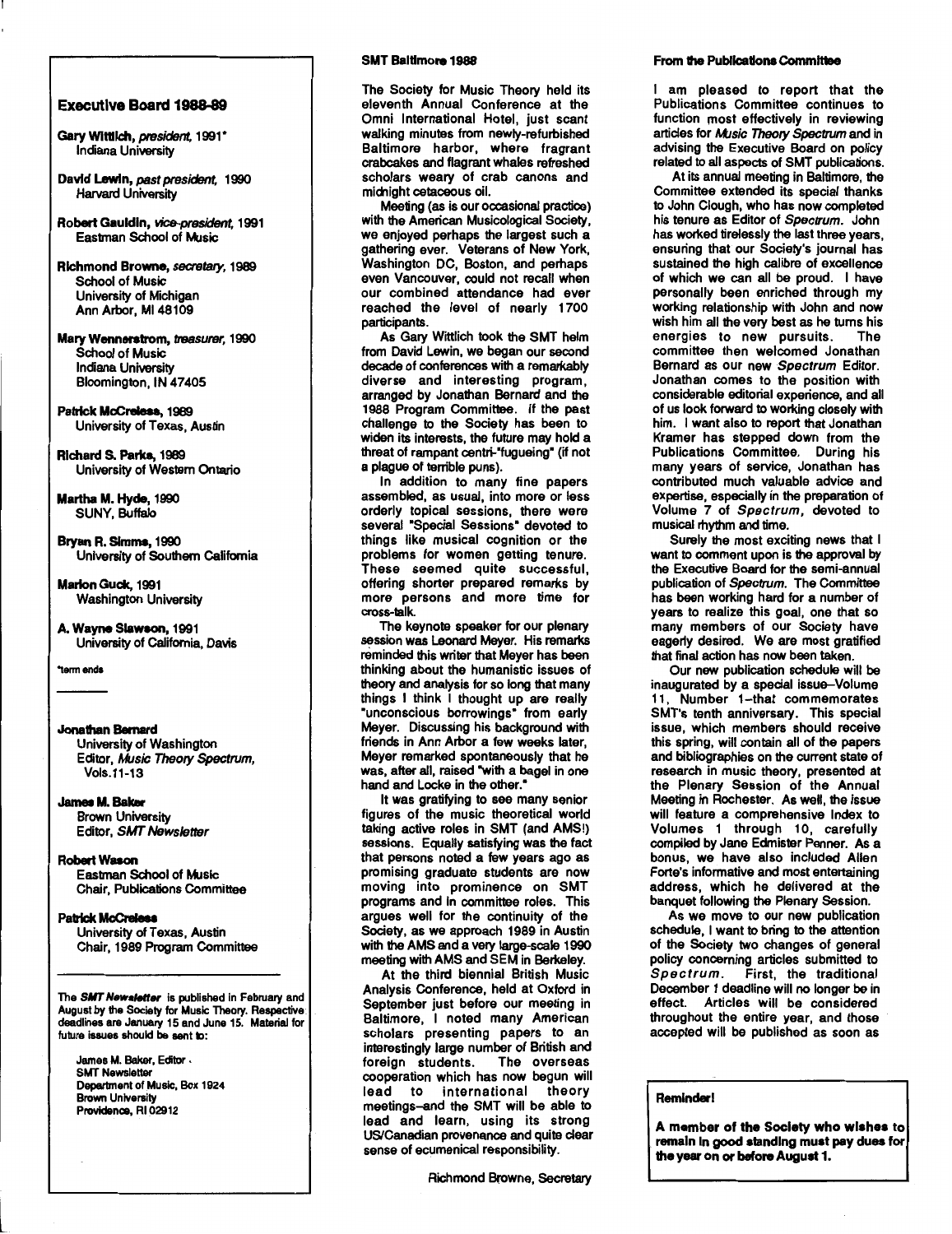## Executive Board 1988-89

**Gary Wittlich**, *president*, 1991*
Indiana University

**David Lewin**, *past president*, 1990
Harvard University

**Robert Gauldin**, *vice-president*, 1991
Eastman School of Music

**Richmond Browne**, *secretary*, 1989
School of Music
University of Michigan
Ann Arbor, MI 48109

**Mary Wennerstrom**, *treasurer*, 1990
School of Music
Indiana University
Bloomington, IN 47405

**Patrick McCreless**, 1989
University of Texas, Austin

**Richard S. Parks**, 1989
University of Western Ontario

**Martha M. Hyde**, 1990
SUNY, Buffalo

**Bryan R. Simms**, 1990
University of Southern California

**Marion Guck**, 1991
Washington University

**A. Wayne Slawson**, 1991
University of California, Davis

*term ends

---

**Jonathan Bernard**
University of Washington
Editor, *Music Theory Spectrum*, Vols.11-13

**James M. Baker**
Brown University
Editor, *SMT Newsletter*

**Robert Wason**
Eastman School of Music
Chair, Publications Committee

**Patrick McCreless**
University of Texas, Austin
Chair, 1989 Program Committee

---

The ***SMT Newsletter*** is published in February and August by the Society for Music Theory. Respective deadlines are January 15 and June 15. Material for future issues should be sent to:

James M. Baker, Editor
SMT Newsletter
Department of Music, Box 1924
Brown University
Providence, RI 02912

## SMT Baltimore 1988

The Society for Music Theory held its eleventh Annual Conference at the Omni International Hotel, just scant walking minutes from newly-refurbished Baltimore harbor, where fragrant crabcakes and flagrant whales refreshed scholars weary of crab canons and midnight cetaceous oil.

Meeting (as is our occasional practice) with the American Musicological Society, we enjoyed perhaps the largest such a gathering ever. Veterans of New York, Washington DC, Boston, and perhaps even Vancouver, could not recall when our combined attendance had ever reached the level of nearly 1700 participants.

As Gary Wittlich took the SMT helm from David Lewin, we began our second decade of conferences with a remarkably diverse and interesting program, arranged by Jonathan Bernard and the 1988 Program Committee. If the past challenge to the Society has been to widen its interests, the future may hold a threat of rampant centri-"fugueing" (if not a plague of terrible puns).

In addition to many fine papers assembled, as usual, into more or less orderly topical sessions, there were several "Special Sessions" devoted to things like musical cognition or the problems for women getting tenure. These seemed quite successful, offering shorter prepared remarks by more persons and more time for cross-talk.

The keynote speaker for our plenary session was Leonard Meyer. His remarks reminded this writer that Meyer has been thinking about the humanistic issues of theory and analysis for so long that many things I think I thought up are really "unconscious borrowings" from early Meyer. Discussing his background with friends in Ann Arbor a few weeks later, Meyer remarked spontaneously that he was, after all, raised "with a bagel in one hand and Locke in the other."

It was gratifying to see many senior figures of the music theoretical world taking active roles in SMT (and AMS!) sessions. Equally satisfying was the fact that persons noted a few years ago as promising graduate students are now moving into prominence on SMT programs and in committee roles. This argues well for the continuity of the Society, as we approach 1989 in Austin with the AMS and a very large-scale 1990 meeting with AMS and SEM in Berkeley.

At the third biennial British Music Analysis Conference, held at Oxford in September just before our meeting in Baltimore, I noted many American scholars presenting papers to an interestingly large number of British and foreign students. The overseas cooperation which has now begun will lead to international theory meetings–and the SMT will be able to lead and learn, using its strong US/Canadian provenance and quite clear sense of ecumenical responsibility.

Richmond Browne, Secretary

## From the Publications Committee

I am pleased to report that the Publications Committee continues to function most effectively in reviewing articles for *Music Theory Spectrum* and in advising the Executive Board on policy related to all aspects of SMT publications.

At its annual meeting in Baltimore, the Committee extended its special thanks to John Clough, who has now completed his tenure as Editor of *Spectrum*. John has worked tirelessly the last three years, ensuring that our Society's journal has sustained the high calibre of excellence of which we can all be proud. I have personally been enriched through my working relationship with John and now wish him all the very best as he turns his energies to new pursuits. The committee then welcomed Jonathan Bernard as our new *Spectrum* Editor. Jonathan comes to the position with considerable editorial experience, and all of us look forward to working closely with him. I want also to report that Jonathan Kramer has stepped down from the Publications Committee. During his many years of service, Jonathan has contributed much valuable advice and expertise, especially in the preparation of Volume 7 of *Spectrum*, devoted to musical rhythm and time.

Surely the most exciting news that I want to comment upon is the approval by the Executive Board for the semi-annual publication of *Spectrum*. The Committee has been working hard for a number of years to realize this goal, one that so many members of our Society have eagerly desired. We are most gratified that final action has now been taken.

Our new publication schedule will be inaugurated by a special issue–Volume 11, Number 1–that commemorates SMT's tenth anniversary. This special issue, which members should receive this spring, will contain all of the papers and bibliographies on the current state of research in music theory, presented at the Plenary Session of the Annual Meeting in Rochester. As well, the issue will feature a comprehensive Index to Volumes 1 through 10, carefully compiled by Jane Edmister Penner. As a bonus, we have also included Allen Forte's informative and most entertaining address, which he delivered at the banquet following the Plenary Session.

As we move to our new publication schedule, I want to bring to the attention of the Society two changes of general policy concerning articles submitted to *Spectrum*. First, the traditional December 1 deadline will no longer be in effect. Articles will be considered throughout the entire year, and those accepted will be published as soon as

---

**Reminder!**

**A member of the Society who wishes to remain in good standing must pay dues for the year on or before August 1.**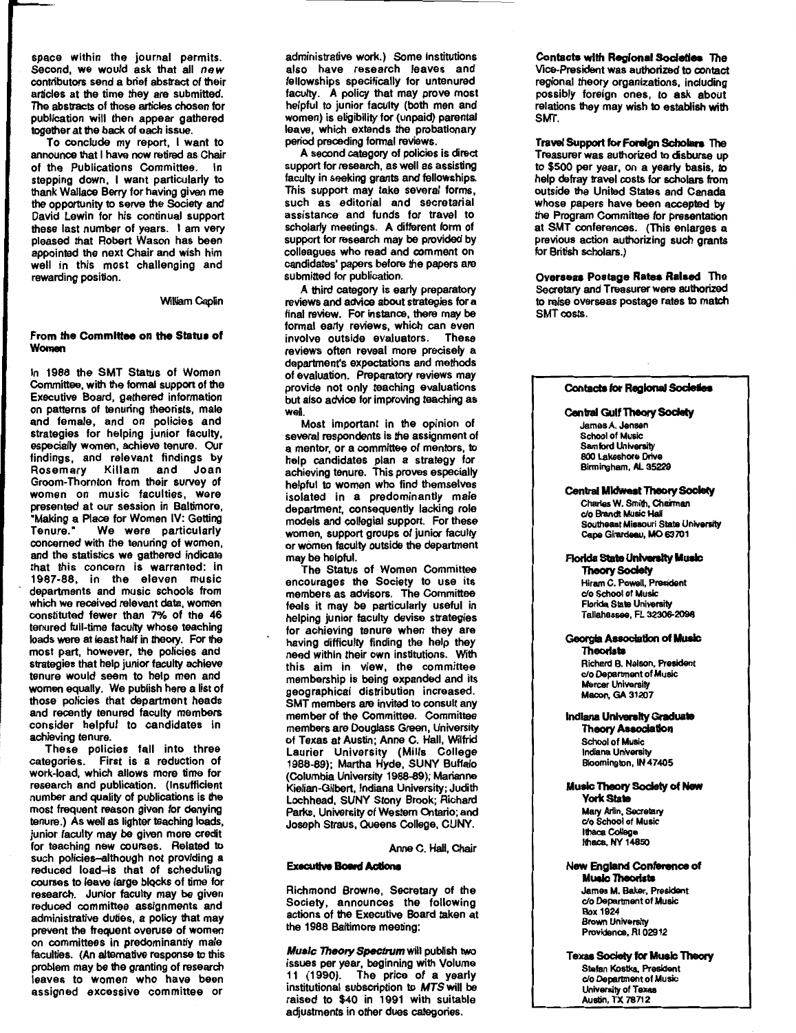space within the journal permits. Second, we would ask that all *new* contributors send a brief abstract of their articles at the time they are submitted. The abstracts of those articles chosen for publication will then appear gathered together at the back of each issue.

To conclude my report, I want to announce that I have now retired as Chair of the Publications Committee. In stepping down, I want particularly to thank Wallace Berry for having given me the opportunity to serve the Society and David Lewin for his continual support these last number of years. I am very pleased that Robert Wason has been appointed the next Chair and wish him well in this most challenging and rewarding position.

William Caplin

### From the Committee on the Status of Women

In 1988 the SMT Status of Women Committee, with the formal support of the Executive Board, gathered information on patterns of tenuring theorists, male and female, and on policies and strategies for helping junior faculty, especially women, achieve tenure. Our findings, and relevant findings by Rosemary Killam and Joan Groom-Thornton from their survey of women on music faculties, were presented at our session in Baltimore, "Making a Place for Women IV: Getting Tenure." We were particularly concerned with the tenuring of women, and the statistics we gathered indicate that this concern is warranted: in 1987-88, in the eleven music departments and music schools from which we received relevant data, women constituted fewer than 7% of the 46 tenured full-time faculty whose teaching loads were at least half in theory. For the most part, however, the policies and strategies that help junior faculty achieve tenure would seem to help men and women equally. We publish here a list of those policies that department heads and recently tenured faculty members consider helpful to candidates in achieving tenure.

These policies fall into three categories. First is a reduction of work-load, which allows more time for research and publication. (Insufficient number and quality of publications is the most frequent reason given for denying tenure.) As well as lighter teaching loads, junior faculty may be given more credit for teaching new courses. Related to such policies–although not providing a reduced load–is that of scheduling courses to leave large blocks of time for research. Junior faculty may be given reduced committee assignments and administrative duties, a policy that may prevent the frequent overuse of women on committees in predominantly male faculties. (An alternative response to this problem may be the granting of research leaves to women who have been assigned excessive committee or administrative work.) Some institutions also have research leaves and fellowships specifically for untenured faculty. A policy that may prove most helpful to junior faculty (both men and women) is eligibility for (unpaid) parental leave, which extends the probationary period preceding formal reviews.

A second category of policies is direct support for research, as well as assisting faculty in seeking grants and fellowships. This support may take several forms, such as editorial and secretarial assistance and funds for travel to scholarly meetings. A different form of support for research may be provided by colleagues who read and comment on candidates' papers before the papers are submitted for publication.

A third category is early preparatory reviews and advice about strategies for a final review. For instance, there may be formal early reviews, which can even involve outside evaluators. These reviews often reveal more precisely a department's expectations and methods of evaluation. Preparatory reviews may provide not only teaching evaluations but also advice for improving teaching as well.

Most important in the opinion of several respondents is the assignment of a mentor, or a committee of mentors, to help candidates plan a strategy for achieving tenure. This proves especially helpful to women who find themselves isolated in a predominantly male department, consequently lacking role models and collegial support. For these women, support groups of junior faculty or women faculty outside the department may be helpful.

The Status of Women Committee encourages the Society to use its members as advisors. The Committee feels it may be particularly useful in helping junior faculty devise strategies for achieving tenure when they are having difficulty finding the help they need within their own institutions. With this aim in view, the committee membership is being expanded and its geographical distribution increased. SMT members are invited to consult any member of the Committee. Committee members are Douglass Green, University of Texas at Austin; Anne C. Hall, Wilfrid Laurier University (Mills College 1988-89); Martha Hyde, SUNY Buffalo (Columbia University 1988-89); Marianne Kielian-Gilbert, Indiana University; Judith Lochhead, SUNY Stony Brook; Richard Parks, University of Western Ontario; and Joseph Straus, Queens College, CUNY.

Anne C. Hall, Chair

### Executive Board Actions

Richmond Browne, Secretary of the Society, announces the following actions of the Executive Board taken at the 1988 Baltimore meeting:

***Music Theory Spectrum*** will publish two issues per year, beginning with Volume 11 (1990). The price of a yearly institutional subscription to *MTS* will be raised to $40 in 1991 with suitable adjustments in other dues categories.

**Contacts with Regional Societies** The Vice-President was authorized to contact regional theory organizations, including possibly foreign ones, to ask about relations they may wish to establish with SMT.

**Travel Support for Foreign Scholars** The Treasurer was authorized to disburse up to $500 per year, on a yearly basis, to help defray travel costs for scholars from outside the United States and Canada whose papers have been accepted by the Program Committee for presentation at SMT conferences. (This enlarges a previous action authorizing such grants for British scholars.)

**Overseas Postage Rates Raised** The Secretary and Treasurer were authorized to raise overseas postage rates to match SMT costs.

### Contacts for Regional Societies

**Central Gulf Theory Society**
James A. Jensen
School of Music
Samford University
800 Lakeshore Drive
Birmingham, AL 35229

**Central Midwest Theory Society**
Charles W. Smith, Chairman
c/o Brandt Music Hall
Southeast Missouri State University
Cape Girardeau, MO 63701

**Florida State University Music Theory Society**
Hiram C. Powell, President
c/o School of Music
Florida State University
Tallahassee, FL 32306-2098

**Georgia Association of Music Theorists**
Richard B. Nelson, President
c/o Department of Music
Mercer University
Macon, GA 31207

**Indiana University Graduate Theory Association**
School of Music
Indiana University
Bloomington, IN 47405

**Music Theory Society of New York State**
Mary Arlin, Secretary
c/o School of Music
Ithaca College
Ithaca, NY 14850

**New England Conference of Music Theorists**
James M. Baker, President
c/o Department of Music
Box 1924
Brown University
Providence, RI 02912

**Texas Society for Music Theory**
Stefan Kostka, President
c/o Department of Music
University of Texas
Austin, TX 78712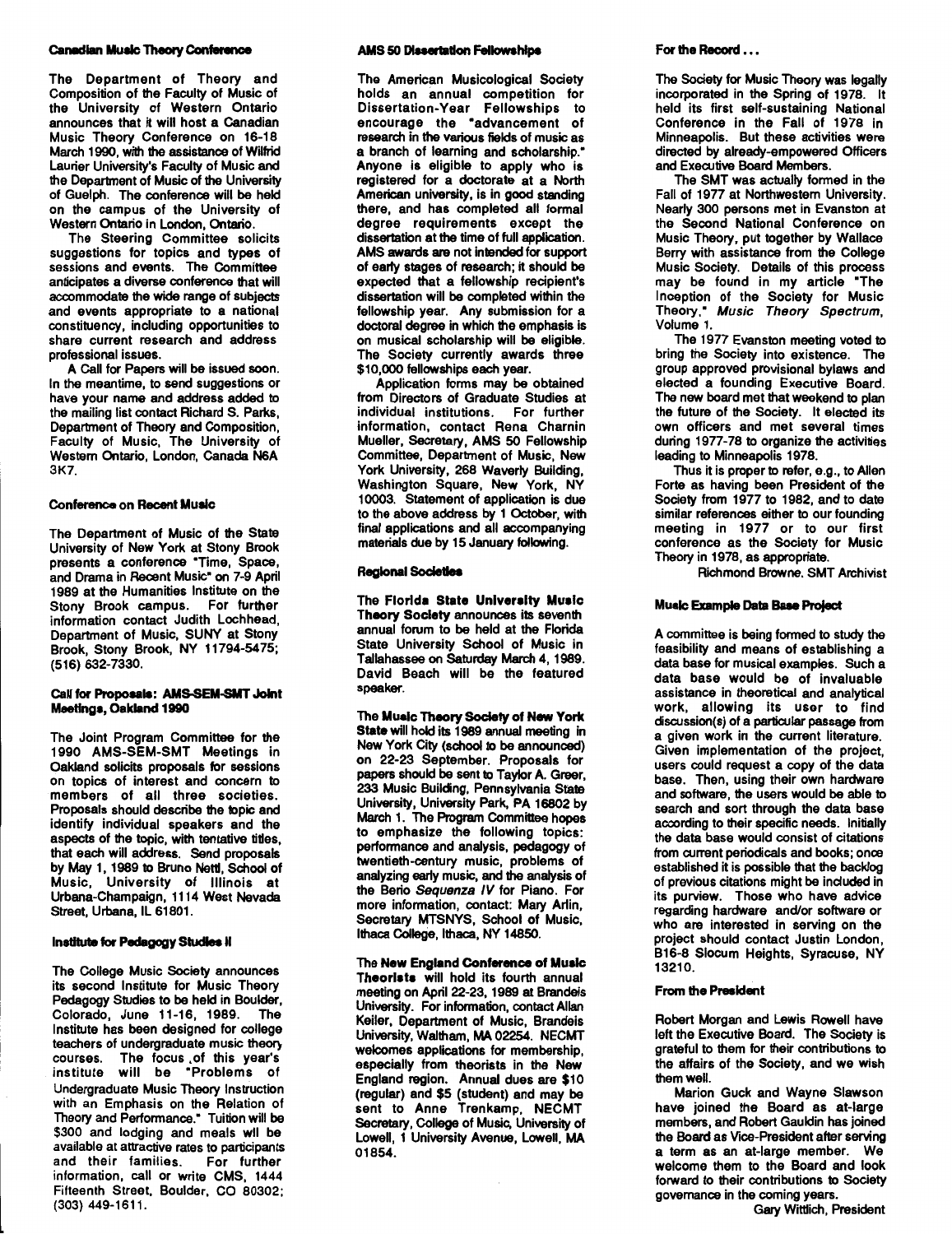### Canadian Music Theory Conference

The Department of Theory and Composition of the Faculty of Music of the University of Western Ontario announces that it will host a Canadian Music Theory Conference on 16-18 March 1990, with the assistance of Wilfrid Laurier University's Faculty of Music and the Department of Music of the University of Guelph. The conference will be held on the campus of the University of Western Ontario in London, Ontario.

The Steering Committee solicits suggestions for topics and types of sessions and events. The Committee anticipates a diverse conference that will accommodate the wide range of subjects and events appropriate to a national constituency, including opportunities to share current research and address professional issues.

A Call for Papers will be issued soon. In the meantime, to send suggestions or have your name and address added to the mailing list contact Richard S. Parks, Department of Theory and Composition, Faculty of Music, The University of Western Ontario, London, Canada N6A 3K7.

### Conference on Recent Music

The Department of Music of the State University of New York at Stony Brook presents a conference "Time, Space, and Drama in Recent Music" on 7-9 April 1989 at the Humanities Institute on the Stony Brook campus. For further information contact Judith Lochhead, Department of Music, SUNY at Stony Brook, Stony Brook, NY 11794-5475; (516) 632-7330.

### Call for Proposals: AMS-SEM-SMT Joint Meetings, Oakland 1990

The Joint Program Committee for the 1990 AMS-SEM-SMT Meetings in Oakland solicits proposals for sessions on topics of interest and concern to members of all three societies. Proposals should describe the topic and identify individual speakers and the aspects of the topic, with tentative titles, that each will address. Send proposals by May 1, 1989 to Bruno Nettl, School of Music, University of Illinois at Urbana-Champaign, 1114 West Nevada Street, Urbana, IL 61801.

### Institute for Pedagogy Studies II

The College Music Society announces its second Institute for Music Theory Pedagogy Studies to be held in Boulder, Colorado, June 11-16, 1989. The Institute has been designed for college teachers of undergraduate music theory courses. The focus of this year's institute will be "Problems of Undergraduate Music Theory Instruction with an Emphasis on the Relation of Theory and Performance." Tuition will be $300 and lodging and meals will be available at attractive rates to participants and their families. For further information, call or write CMS, 1444 Fifteenth Street, Boulder, CO 80302; (303) 449-1611.

### AMS 50 Dissertation Fellowships

The American Musicological Society holds an annual competition for Dissertation-Year Fellowships to encourage the "advancement of research in the various fields of music as a branch of learning and scholarship." Anyone is eligible to apply who is registered for a doctorate at a North American university, is in good standing there, and has completed all formal degree requirements except the dissertation at the time of full application. AMS awards are not intended for support of early stages of research; it should be expected that a fellowship recipient's dissertation will be completed within the fellowship year. Any submission for a doctoral degree in which the emphasis is on musical scholarship will be eligible. The Society currently awards three $10,000 fellowships each year.

Application forms may be obtained from Directors of Graduate Studies at individual institutions. For further information, contact Rena Charnin Mueller, Secretary, AMS 50 Fellowship Committee, Department of Music, New York University, 268 Waverly Building, Washington Square, New York, NY 10003. Statement of application is due to the above address by 1 October, with final applications and all accompanying materials due by 15 January following.

### Regional Societies

**The Florida State University Music Theory Society** announces its seventh annual forum to be held at the Florida State University School of Music in Tallahassee on Saturday March 4, 1989. David Beach will be the featured speaker.

**The Music Theory Society of New York State** will hold its 1989 annual meeting in New York City (school to be announced) on 22-23 September. Proposals for papers should be sent to Taylor A. Greer, 233 Music Building, Pennsylvania State University, University Park, PA 16802 by March 1. The Program Committee hopes to emphasize the following topics: performance and analysis, pedagogy of twentieth-century music, problems of analyzing early music, and the analysis of the Berio *Sequenza IV* for Piano. For more information, contact: Mary Arlin, Secretary MTSNYS, School of Music, Ithaca College, Ithaca, NY 14850.

**The New England Conference of Music Theorists** will hold its fourth annual meeting on April 22-23, 1989 at Brandeis University. For information, contact Allan Keiler, Department of Music, Brandeis University, Waltham, MA 02254. NECMT welcomes applications for membership, especially from theorists in the New England region. Annual dues are $10 (regular) and $5 (student) and may be sent to Anne Trenkamp, NECMT Secretary, College of Music, University of Lowell, 1 University Avenue, Lowell, MA 01854.

### For the Record . . .

The Society for Music Theory was legally incorporated in the Spring of 1978. It held its first self-sustaining National Conference in the Fall of 1978 in Minneapolis. But these activities were directed by already-empowered Officers and Executive Board Members.

The SMT was actually formed in the Fall of 1977 at Northwestern University. Nearly 300 persons met in Evanston at the Second National Conference on Music Theory, put together by Wallace Berry with assistance from the College Music Society. Details of this process may be found in my article "The Inception of the Society for Music Theory," *Music Theory Spectrum*, Volume 1.

The 1977 Evanston meeting voted to bring the Society into existence. The group approved provisional bylaws and elected a founding Executive Board. The new board met that weekend to plan the future of the Society. It elected its own officers and met several times during 1977-78 to organize the activities leading to Minneapolis 1978.

Thus it is proper to refer, e.g., to Allen Forte as having been President of the Society from 1977 to 1982, and to date similar references either to our founding meeting in 1977 or to our first conference as the Society for Music Theory in 1978, as appropriate.

Richmond Browne, SMT Archivist

### Music Example Data Base Project

A committee is being formed to study the feasibility and means of establishing a data base for musical examples. Such a data base would be of invaluable assistance in theoretical and analytical work, allowing its user to find discussion(s) of a particular passage from a given work in the current literature. Given implementation of the project, users could request a copy of the data base. Then, using their own hardware and software, the users would be able to search and sort through the data base according to their specific needs. Initially the data base would consist of citations from current periodicals and books; once established it is possible that the backlog of previous citations might be included in its purview. Those who have advice regarding hardware and/or software or who are interested in serving on the project should contact Justin London, B16-8 Slocum Heights, Syracuse, NY 13210.

### From the President

Robert Morgan and Lewis Rowell have left the Executive Board. The Society is grateful to them for their contributions to the affairs of the Society, and we wish them well.

Marion Guck and Wayne Slawson have joined the Board as at-large members, and Robert Gauldin has joined the Board as Vice-President after serving a term as an at-large member. We welcome them to the Board and look forward to their contributions to Society governance in the coming years.

Gary Wittlich, President